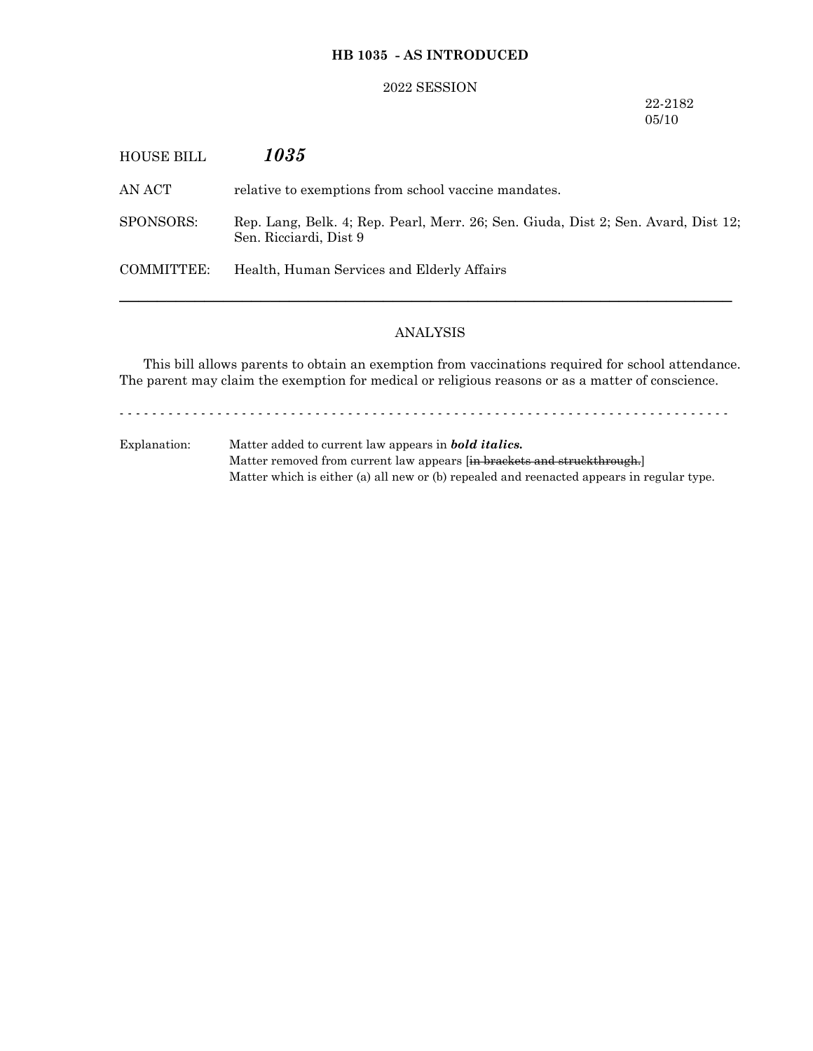**HB 1035 - AS INTRODUCED**

2022 SESSION

22-2182
05/10

HOUSE BILL ***1035***

AN ACT relative to exemptions from school vaccine mandates.

SPONSORS: Rep. Lang, Belk. 4; Rep. Pearl, Merr. 26; Sen. Giuda, Dist 2; Sen. Avard, Dist 12; Sen. Ricciardi, Dist 9

COMMITTEE: Health, Human Services and Elderly Affairs

---

ANALYSIS

This bill allows parents to obtain an exemption from vaccinations required for school attendance. The parent may claim the exemption for medical or religious reasons or as a matter of conscience.

- - - - - - - - - - - - - - - - - - - - - - - - - - - - - - - - - - - - - - - - - - - - - - - - - - - - - - - - - - - - - - - - - - - - - - - - - - -

Explanation: Matter added to current law appears in ***bold italics.***
Matter removed from current law appears [~~in brackets and struckthrough.~~]
Matter which is either (a) all new or (b) repealed and reenacted appears in regular type.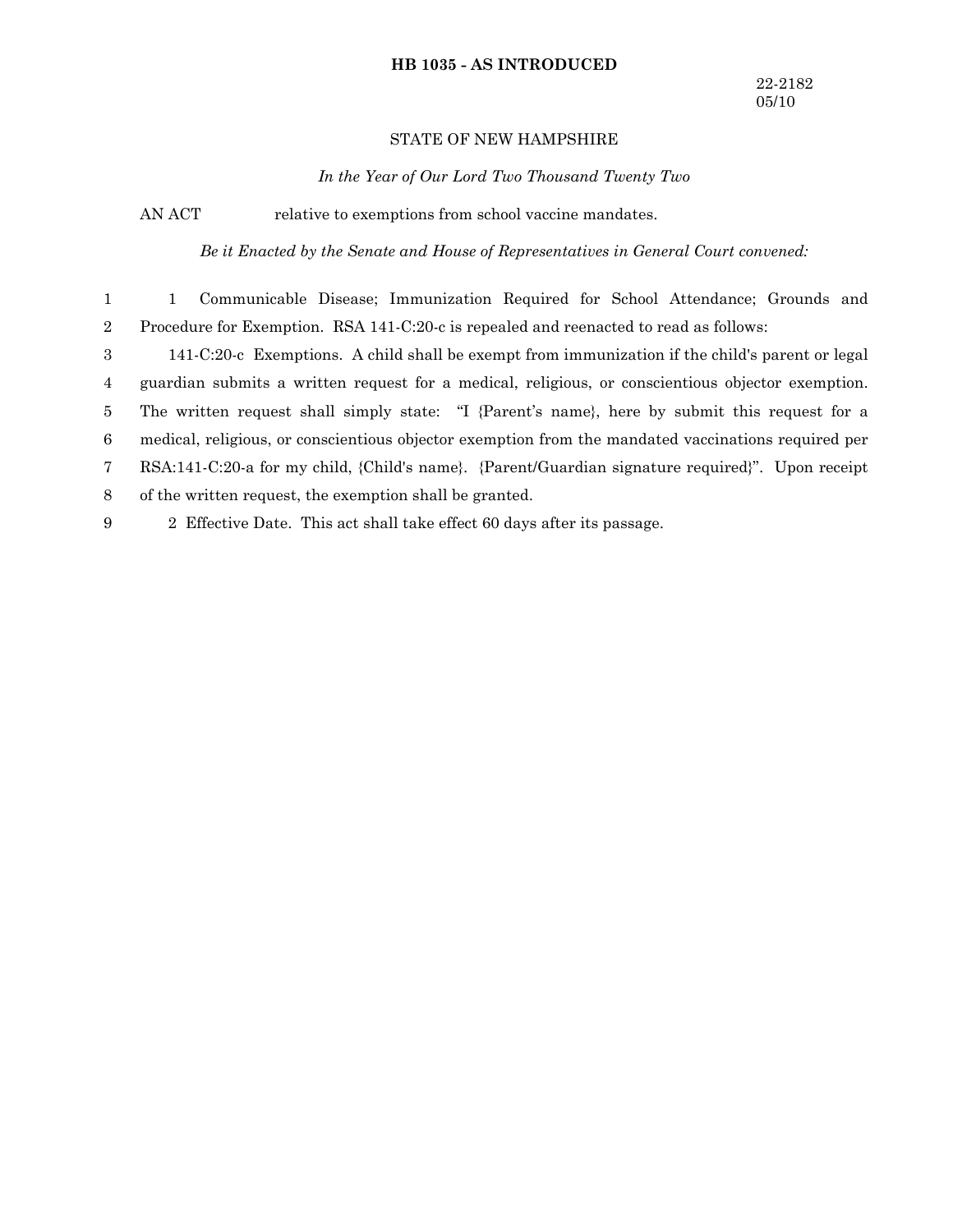**HB 1035 - AS INTRODUCED**

22-2182
05/10

STATE OF NEW HAMPSHIRE

*In the Year of Our Lord Two Thousand Twenty Two*

AN ACT relative to exemptions from school vaccine mandates.

*Be it Enacted by the Senate and House of Representatives in General Court convened:*

1 Communicable Disease; Immunization Required for School Attendance; Grounds and Procedure for Exemption. RSA 141-C:20-c is repealed and reenacted to read as follows:

141-C:20-c Exemptions. A child shall be exempt from immunization if the child's parent or legal guardian submits a written request for a medical, religious, or conscientious objector exemption. The written request shall simply state: "I {Parent's name}, here by submit this request for a medical, religious, or conscientious objector exemption from the mandated vaccinations required per RSA:141-C:20-a for my child, {Child's name}. {Parent/Guardian signature required}". Upon receipt of the written request, the exemption shall be granted.

2 Effective Date. This act shall take effect 60 days after its passage.